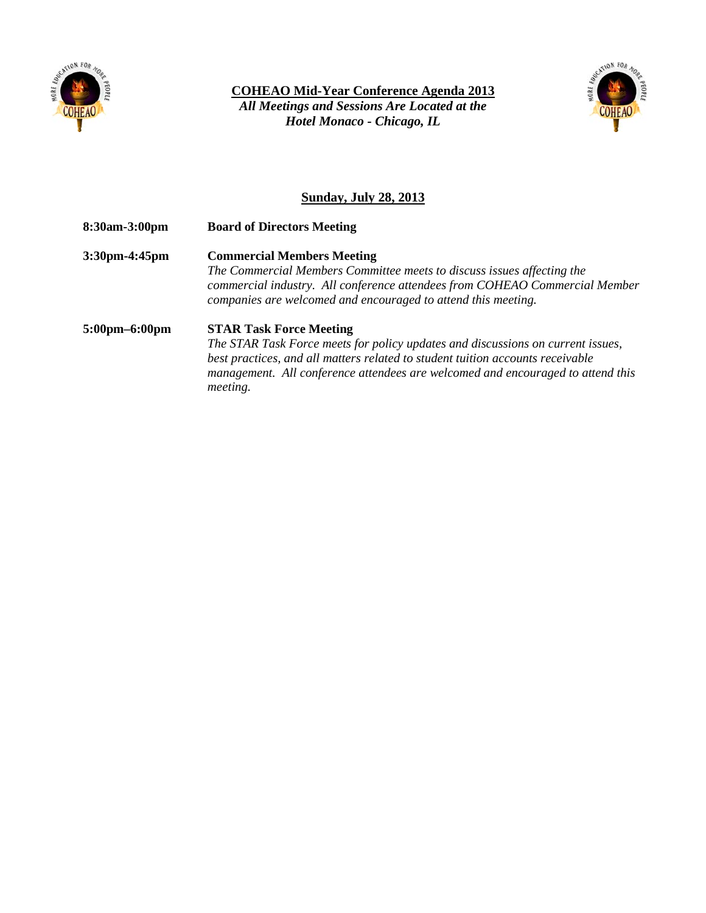# COHEAO Mid-Year Conference Agenda 2013

***All Meetings and Sessions Are Located at the Hotel Monaco - Chicago, IL***

## Sunday, July 28, 2013

**8:30am-3:00pm** **Board of Directors Meeting**

**3:30pm-4:45pm** **Commercial Members Meeting**

*The Commercial Members Committee meets to discuss issues affecting the commercial industry. All conference attendees from COHEAO Commercial Member companies are welcomed and encouraged to attend this meeting.*

**5:00pm–6:00pm** **STAR Task Force Meeting**

*The STAR Task Force meets for policy updates and discussions on current issues, best practices, and all matters related to student tuition accounts receivable management. All conference attendees are welcomed and encouraged to attend this meeting.*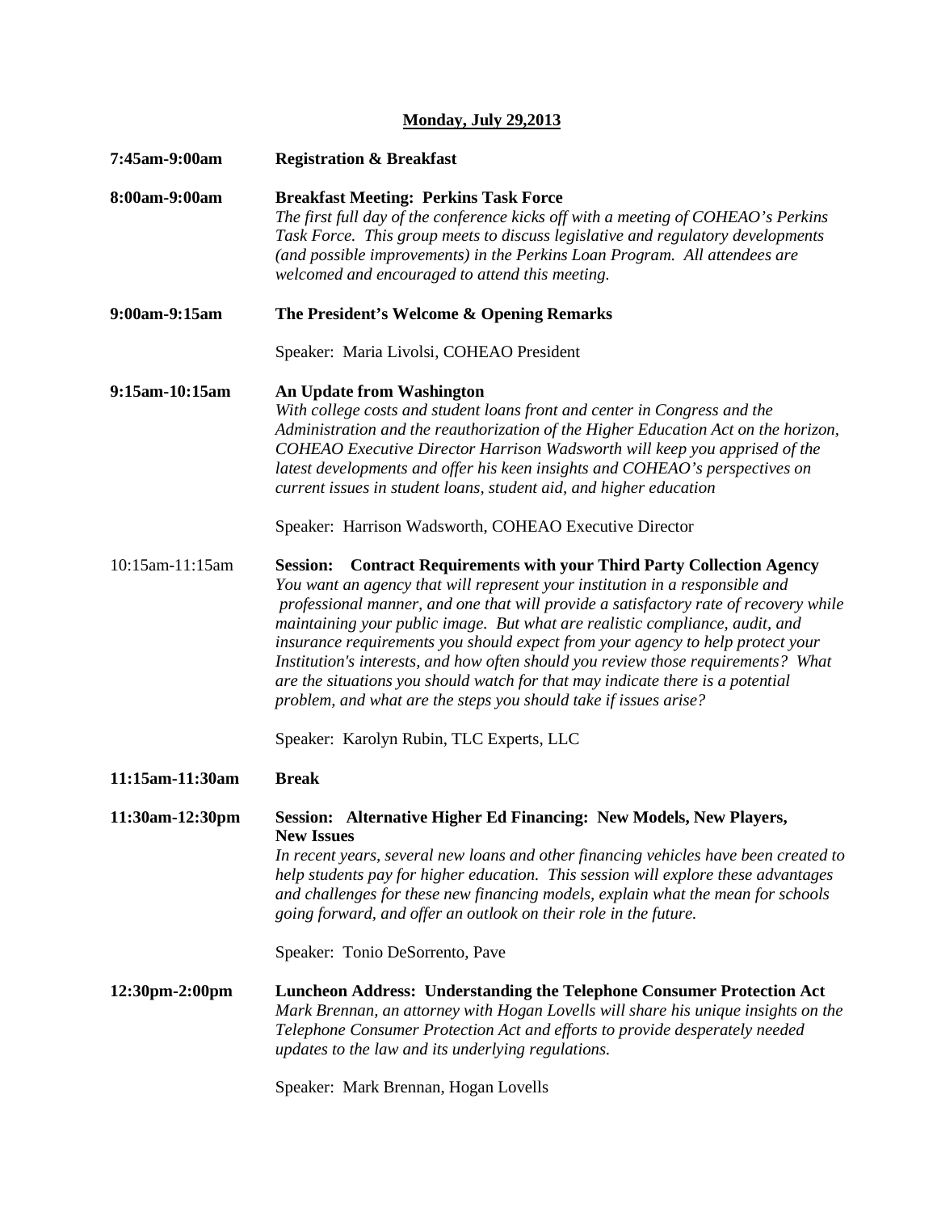## Monday, July 29,2013

**7:45am-9:00am** **Registration & Breakfast**

**8:00am-9:00am** **Breakfast Meeting: Perkins Task Force**

*The first full day of the conference kicks off with a meeting of COHEAO's Perkins Task Force. This group meets to discuss legislative and regulatory developments (and possible improvements) in the Perkins Loan Program. All attendees are welcomed and encouraged to attend this meeting.*

**9:00am-9:15am** **The President's Welcome & Opening Remarks**

Speaker: Maria Livolsi, COHEAO President

**9:15am-10:15am** **An Update from Washington**

*With college costs and student loans front and center in Congress and the Administration and the reauthorization of the Higher Education Act on the horizon, COHEAO Executive Director Harrison Wadsworth will keep you apprised of the latest developments and offer his keen insights and COHEAO's perspectives on current issues in student loans, student aid, and higher education*

Speaker: Harrison Wadsworth, COHEAO Executive Director

10:15am-11:15am **Session: Contract Requirements with your Third Party Collection Agency**

*You want an agency that will represent your institution in a responsible and professional manner, and one that will provide a satisfactory rate of recovery while maintaining your public image. But what are realistic compliance, audit, and insurance requirements you should expect from your agency to help protect your Institution's interests, and how often should you review those requirements? What are the situations you should watch for that may indicate there is a potential problem, and what are the steps you should take if issues arise?*

Speaker: Karolyn Rubin, TLC Experts, LLC

**11:15am-11:30am** **Break**

**11:30am-12:30pm** **Session: Alternative Higher Ed Financing: New Models, New Players, New Issues**

*In recent years, several new loans and other financing vehicles have been created to help students pay for higher education. This session will explore these advantages and challenges for these new financing models, explain what the mean for schools going forward, and offer an outlook on their role in the future.*

Speaker: Tonio DeSorrento, Pave

**12:30pm-2:00pm** **Luncheon Address: Understanding the Telephone Consumer Protection Act**

*Mark Brennan, an attorney with Hogan Lovells will share his unique insights on the Telephone Consumer Protection Act and efforts to provide desperately needed updates to the law and its underlying regulations.*

Speaker: Mark Brennan, Hogan Lovells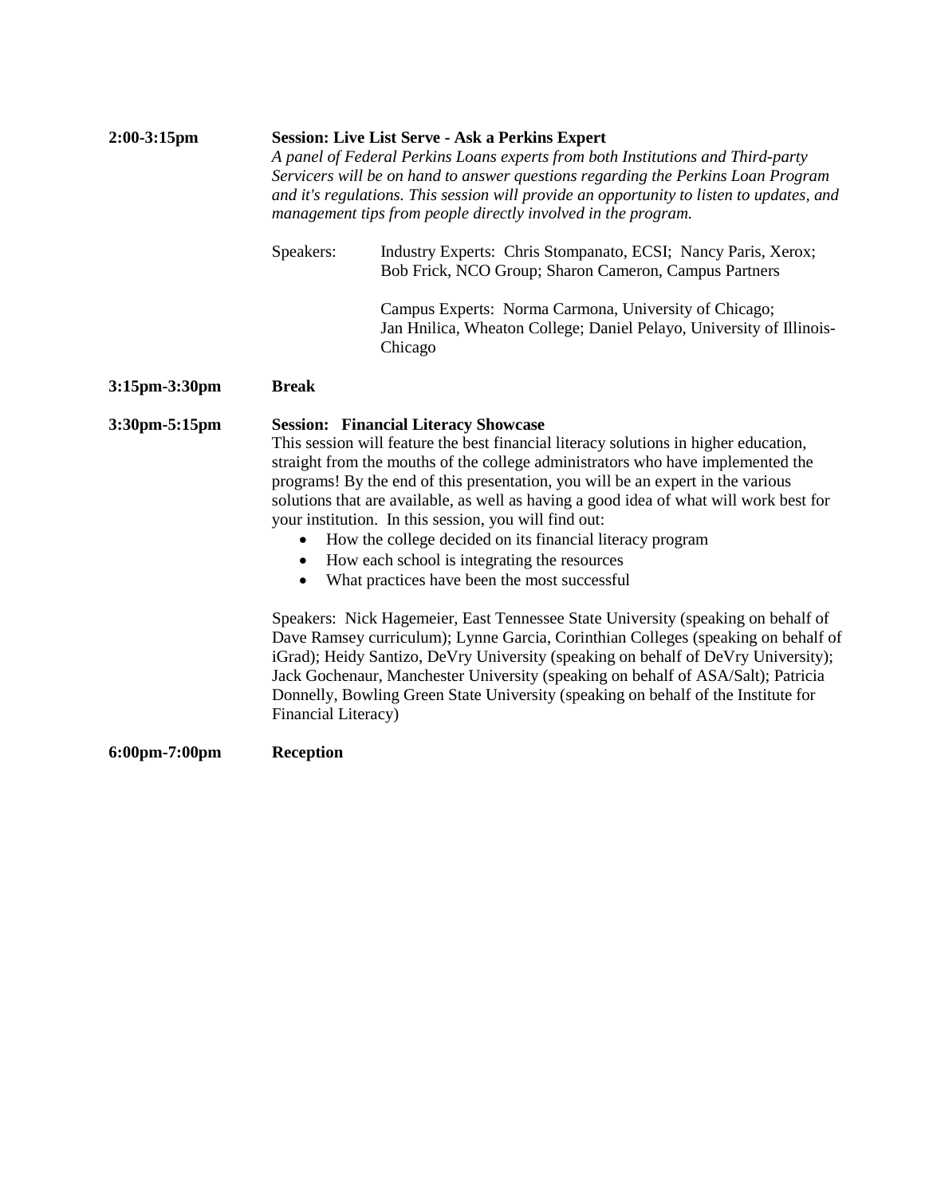**2:00-3:15pm** **Session: Live List Serve - Ask a Perkins Expert**

*A panel of Federal Perkins Loans experts from both Institutions and Third-party Servicers will be on hand to answer questions regarding the Perkins Loan Program and it's regulations. This session will provide an opportunity to listen to updates, and management tips from people directly involved in the program.*

Speakers: Industry Experts: Chris Stompanato, ECSI; Nancy Paris, Xerox; Bob Frick, NCO Group; Sharon Cameron, Campus Partners

Campus Experts: Norma Carmona, University of Chicago; Jan Hnilica, Wheaton College; Daniel Pelayo, University of Illinois-Chicago

**3:15pm-3:30pm** **Break**

**3:30pm-5:15pm** **Session: Financial Literacy Showcase**

This session will feature the best financial literacy solutions in higher education, straight from the mouths of the college administrators who have implemented the programs! By the end of this presentation, you will be an expert in the various solutions that are available, as well as having a good idea of what will work best for your institution. In this session, you will find out:

- How the college decided on its financial literacy program
- How each school is integrating the resources
- What practices have been the most successful

Speakers: Nick Hagemeier, East Tennessee State University (speaking on behalf of Dave Ramsey curriculum); Lynne Garcia, Corinthian Colleges (speaking on behalf of iGrad); Heidy Santizo, DeVry University (speaking on behalf of DeVry University); Jack Gochenaur, Manchester University (speaking on behalf of ASA/Salt); Patricia Donnelly, Bowling Green State University (speaking on behalf of the Institute for Financial Literacy)

**6:00pm-7:00pm** **Reception**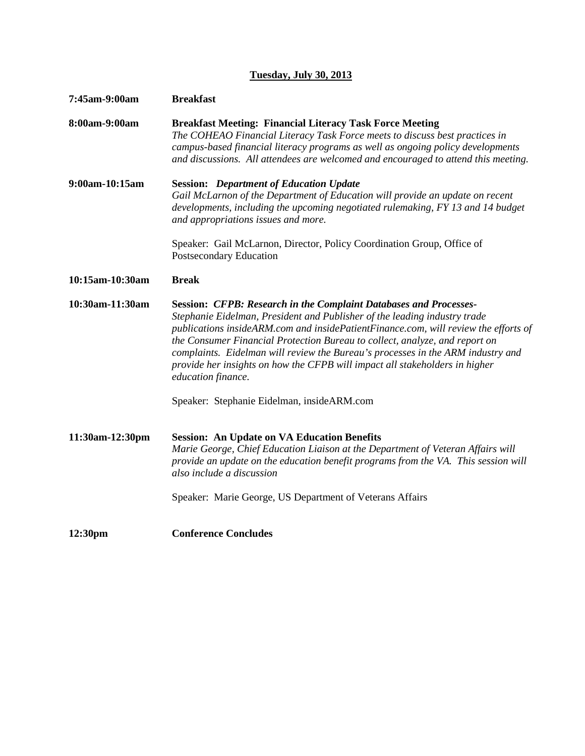**<u>Tuesday, July 30, 2013</u>**

**7:45am-9:00am** **Breakfast**

**8:00am-9:00am** **Breakfast Meeting: Financial Literacy Task Force Meeting**
*The COHEAO Financial Literacy Task Force meets to discuss best practices in campus-based financial literacy programs as well as ongoing policy developments and discussions. All attendees are welcomed and encouraged to attend this meeting.*

**9:00am-10:15am** **Session: *Department of Education Update***
*Gail McLarnon of the Department of Education will provide an update on recent developments, including the upcoming negotiated rulemaking, FY 13 and 14 budget and appropriations issues and more.*

Speaker: Gail McLarnon, Director, Policy Coordination Group, Office of Postsecondary Education

**10:15am-10:30am** **Break**

**10:30am-11:30am** **Session: *CFPB: Research in the Complaint Databases and Processes-***
*Stephanie Eidelman, President and Publisher of the leading industry trade publications insideARM.com and insidePatientFinance.com, will review the efforts of the Consumer Financial Protection Bureau to collect, analyze, and report on complaints. Eidelman will review the Bureau's processes in the ARM industry and provide her insights on how the CFPB will impact all stakeholders in higher education finance.*

Speaker: Stephanie Eidelman, insideARM.com

**11:30am-12:30pm** **Session: An Update on VA Education Benefits**
*Marie George, Chief Education Liaison at the Department of Veteran Affairs will provide an update on the education benefit programs from the VA. This session will also include a discussion*

Speaker: Marie George, US Department of Veterans Affairs

**12:30pm** **Conference Concludes**